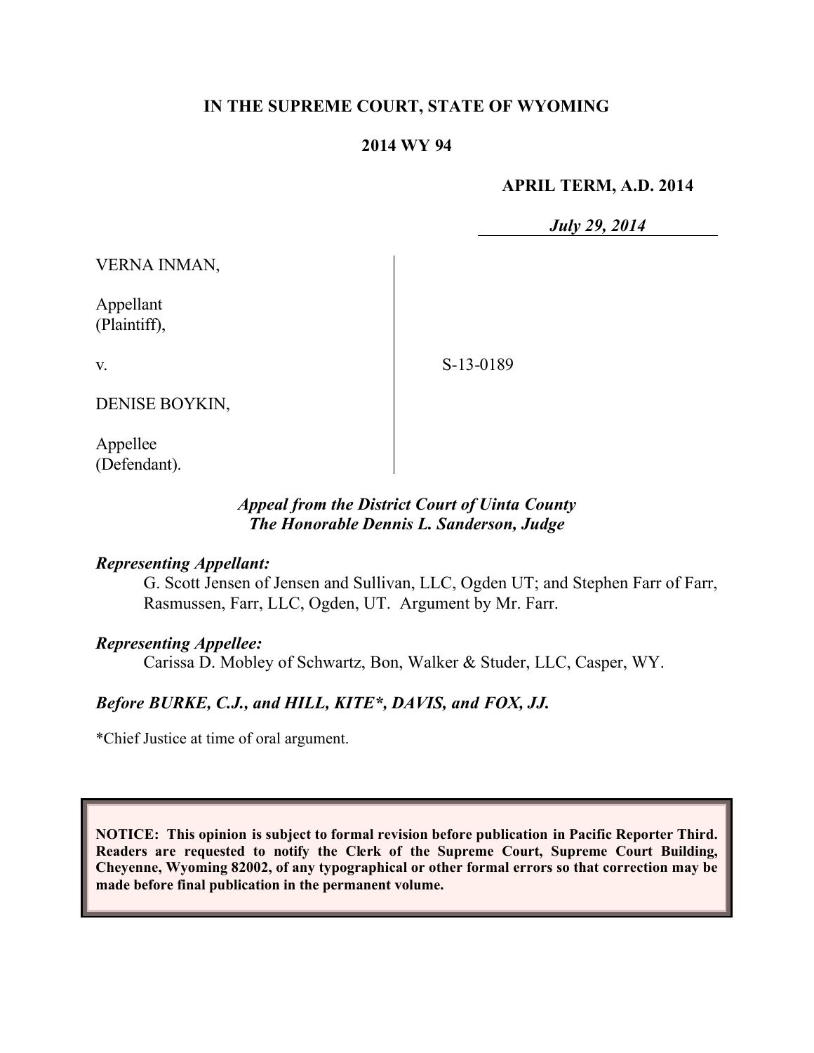**IN THE SUPREME COURT, STATE OF WYOMING**

**2014 WY 94**

**APRIL TERM, A.D. 2014**

***July 29, 2014***

VERNA INMAN,

Appellant
(Plaintiff),

v.

S-13-0189

DENISE BOYKIN,

Appellee
(Defendant).

***Appeal from the District Court of Uinta County***
***The Honorable Dennis L. Sanderson, Judge***

***Representing Appellant:***

G. Scott Jensen of Jensen and Sullivan, LLC, Ogden UT; and Stephen Farr of Farr, Rasmussen, Farr, LLC, Ogden, UT. Argument by Mr. Farr.

***Representing Appellee:***

Carissa D. Mobley of Schwartz, Bon, Walker & Studer, LLC, Casper, WY.

***Before BURKE, C.J., and HILL, KITE*, DAVIS, and FOX, JJ.***

*Chief Justice at time of oral argument.

**NOTICE: This opinion is subject to formal revision before publication in Pacific Reporter Third. Readers are requested to notify the Clerk of the Supreme Court, Supreme Court Building, Cheyenne, Wyoming 82002, of any typographical or other formal errors so that correction may be made before final publication in the permanent volume.**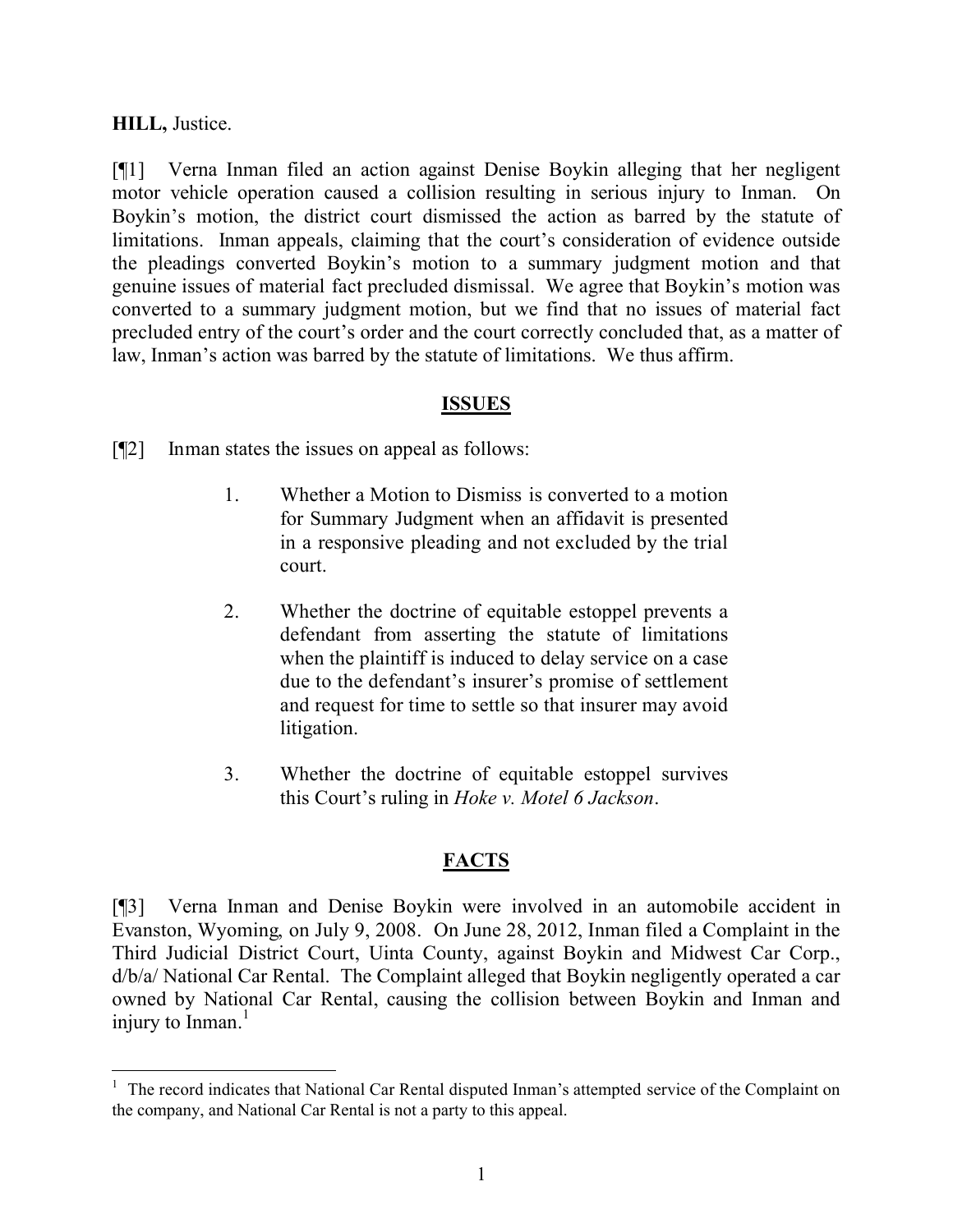**HILL,** Justice.

[¶1] Verna Inman filed an action against Denise Boykin alleging that her negligent motor vehicle operation caused a collision resulting in serious injury to Inman. On Boykin's motion, the district court dismissed the action as barred by the statute of limitations. Inman appeals, claiming that the court's consideration of evidence outside the pleadings converted Boykin's motion to a summary judgment motion and that genuine issues of material fact precluded dismissal. We agree that Boykin's motion was converted to a summary judgment motion, but we find that no issues of material fact precluded entry of the court's order and the court correctly concluded that, as a matter of law, Inman's action was barred by the statute of limitations. We thus affirm.

## ISSUES

[¶2] Inman states the issues on appeal as follows:

> 1. Whether a Motion to Dismiss is converted to a motion for Summary Judgment when an affidavit is presented in a responsive pleading and not excluded by the trial court.
>
> 2. Whether the doctrine of equitable estoppel prevents a defendant from asserting the statute of limitations when the plaintiff is induced to delay service on a case due to the defendant's insurer's promise of settlement and request for time to settle so that insurer may avoid litigation.
>
> 3. Whether the doctrine of equitable estoppel survives this Court's ruling in *Hoke v. Motel 6 Jackson*.

## FACTS

[¶3] Verna Inman and Denise Boykin were involved in an automobile accident in Evanston, Wyoming, on July 9, 2008. On June 28, 2012, Inman filed a Complaint in the Third Judicial District Court, Uinta County, against Boykin and Midwest Car Corp., d/b/a/ National Car Rental. The Complaint alleged that Boykin negligently operated a car owned by National Car Rental, causing the collision between Boykin and Inman and injury to Inman.[1]

[1] The record indicates that National Car Rental disputed Inman's attempted service of the Complaint on the company, and National Car Rental is not a party to this appeal.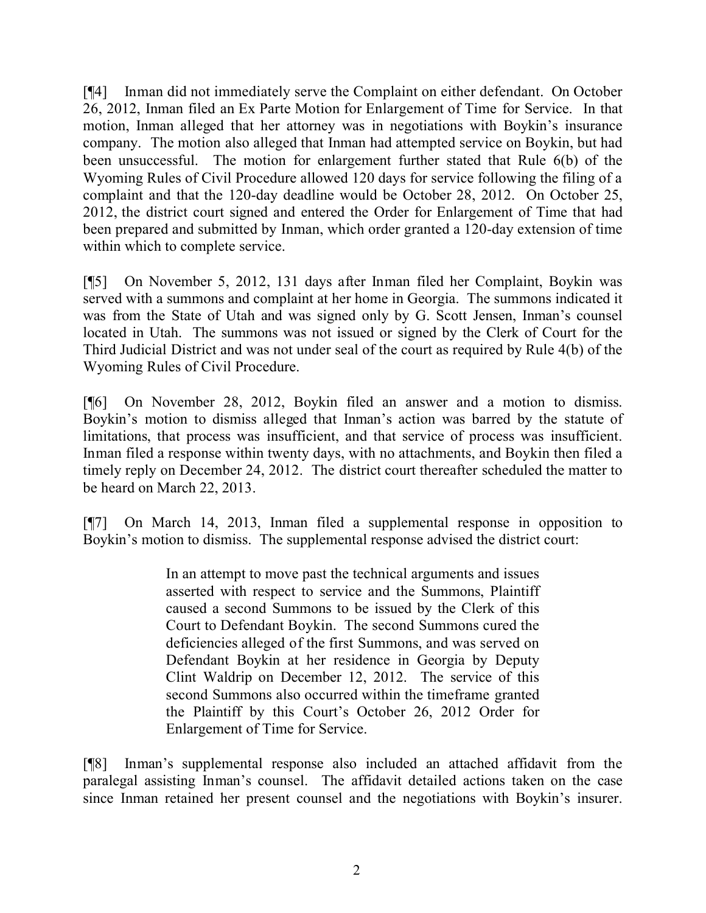[¶4] Inman did not immediately serve the Complaint on either defendant. On October 26, 2012, Inman filed an Ex Parte Motion for Enlargement of Time for Service. In that motion, Inman alleged that her attorney was in negotiations with Boykin's insurance company. The motion also alleged that Inman had attempted service on Boykin, but had been unsuccessful. The motion for enlargement further stated that Rule 6(b) of the Wyoming Rules of Civil Procedure allowed 120 days for service following the filing of a complaint and that the 120-day deadline would be October 28, 2012. On October 25, 2012, the district court signed and entered the Order for Enlargement of Time that had been prepared and submitted by Inman, which order granted a 120-day extension of time within which to complete service.

[¶5] On November 5, 2012, 131 days after Inman filed her Complaint, Boykin was served with a summons and complaint at her home in Georgia. The summons indicated it was from the State of Utah and was signed only by G. Scott Jensen, Inman's counsel located in Utah. The summons was not issued or signed by the Clerk of Court for the Third Judicial District and was not under seal of the court as required by Rule 4(b) of the Wyoming Rules of Civil Procedure.

[¶6] On November 28, 2012, Boykin filed an answer and a motion to dismiss. Boykin's motion to dismiss alleged that Inman's action was barred by the statute of limitations, that process was insufficient, and that service of process was insufficient. Inman filed a response within twenty days, with no attachments, and Boykin then filed a timely reply on December 24, 2012. The district court thereafter scheduled the matter to be heard on March 22, 2013.

[¶7] On March 14, 2013, Inman filed a supplemental response in opposition to Boykin's motion to dismiss. The supplemental response advised the district court:

> In an attempt to move past the technical arguments and issues asserted with respect to service and the Summons, Plaintiff caused a second Summons to be issued by the Clerk of this Court to Defendant Boykin. The second Summons cured the deficiencies alleged of the first Summons, and was served on Defendant Boykin at her residence in Georgia by Deputy Clint Waldrip on December 12, 2012. The service of this second Summons also occurred within the timeframe granted the Plaintiff by this Court's October 26, 2012 Order for Enlargement of Time for Service.

[¶8] Inman's supplemental response also included an attached affidavit from the paralegal assisting Inman's counsel. The affidavit detailed actions taken on the case since Inman retained her present counsel and the negotiations with Boykin's insurer.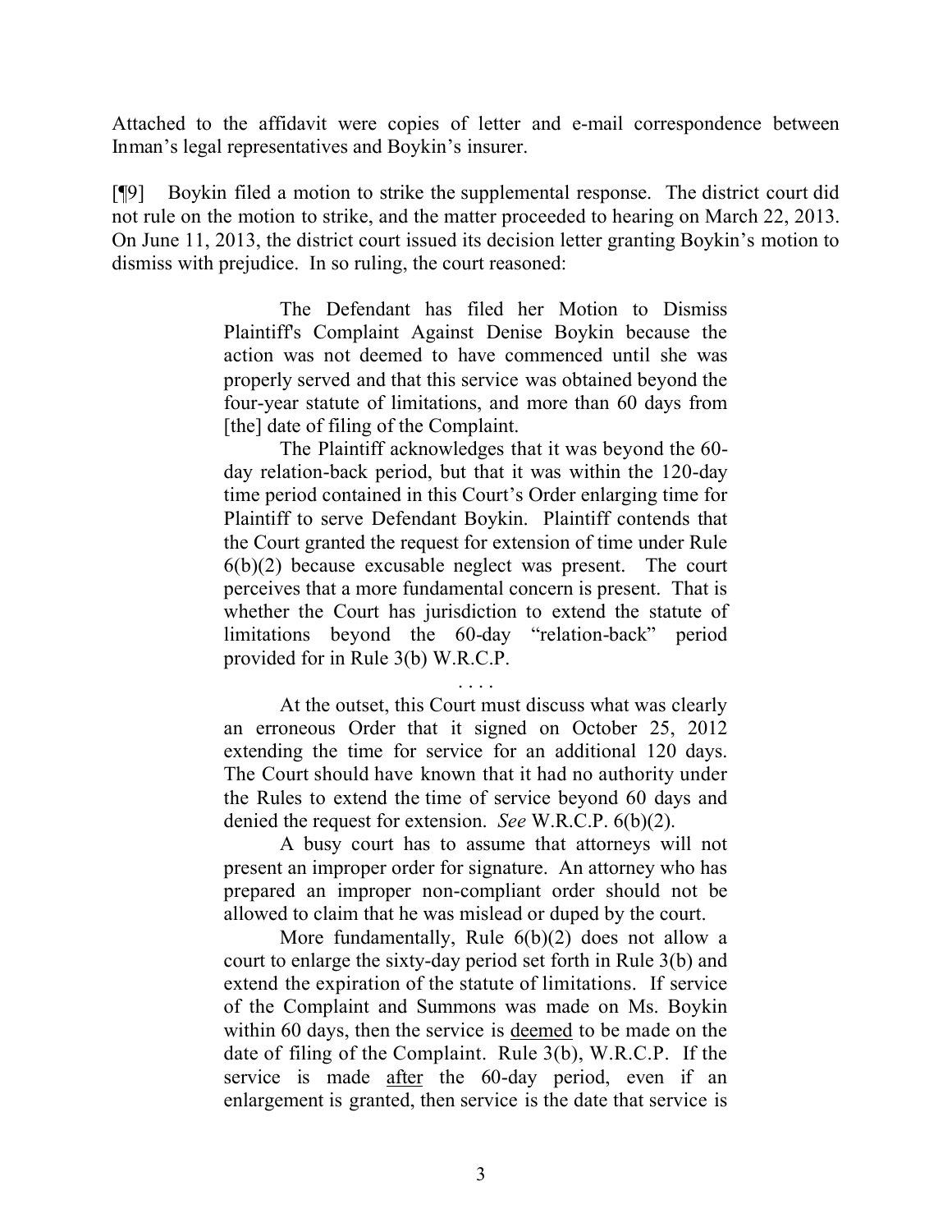Attached to the affidavit were copies of letter and e-mail correspondence between Inman's legal representatives and Boykin's insurer.

[¶9] Boykin filed a motion to strike the supplemental response. The district court did not rule on the motion to strike, and the matter proceeded to hearing on March 22, 2013. On June 11, 2013, the district court issued its decision letter granting Boykin's motion to dismiss with prejudice. In so ruling, the court reasoned:

> The Defendant has filed her Motion to Dismiss Plaintiff's Complaint Against Denise Boykin because the action was not deemed to have commenced until she was properly served and that this service was obtained beyond the four-year statute of limitations, and more than 60 days from [the] date of filing of the Complaint.
>
> The Plaintiff acknowledges that it was beyond the 60-day relation-back period, but that it was within the 120-day time period contained in this Court's Order enlarging time for Plaintiff to serve Defendant Boykin. Plaintiff contends that the Court granted the request for extension of time under Rule 6(b)(2) because excusable neglect was present. The court perceives that a more fundamental concern is present. That is whether the Court has jurisdiction to extend the statute of limitations beyond the 60-day "relation-back" period provided for in Rule 3(b) W.R.C.P.
>
> . . . .
>
> At the outset, this Court must discuss what was clearly an erroneous Order that it signed on October 25, 2012 extending the time for service for an additional 120 days. The Court should have known that it had no authority under the Rules to extend the time of service beyond 60 days and denied the request for extension. *See* W.R.C.P. 6(b)(2).
>
> A busy court has to assume that attorneys will not present an improper order for signature. An attorney who has prepared an improper non-compliant order should not be allowed to claim that he was mislead or duped by the court.
>
> More fundamentally, Rule 6(b)(2) does not allow a court to enlarge the sixty-day period set forth in Rule 3(b) and extend the expiration of the statute of limitations. If service of the Complaint and Summons was made on Ms. Boykin within 60 days, then the service is deemed to be made on the date of filing of the Complaint. Rule 3(b), W.R.C.P. If the service is made after the 60-day period, even if an enlargement is granted, then service is the date that service is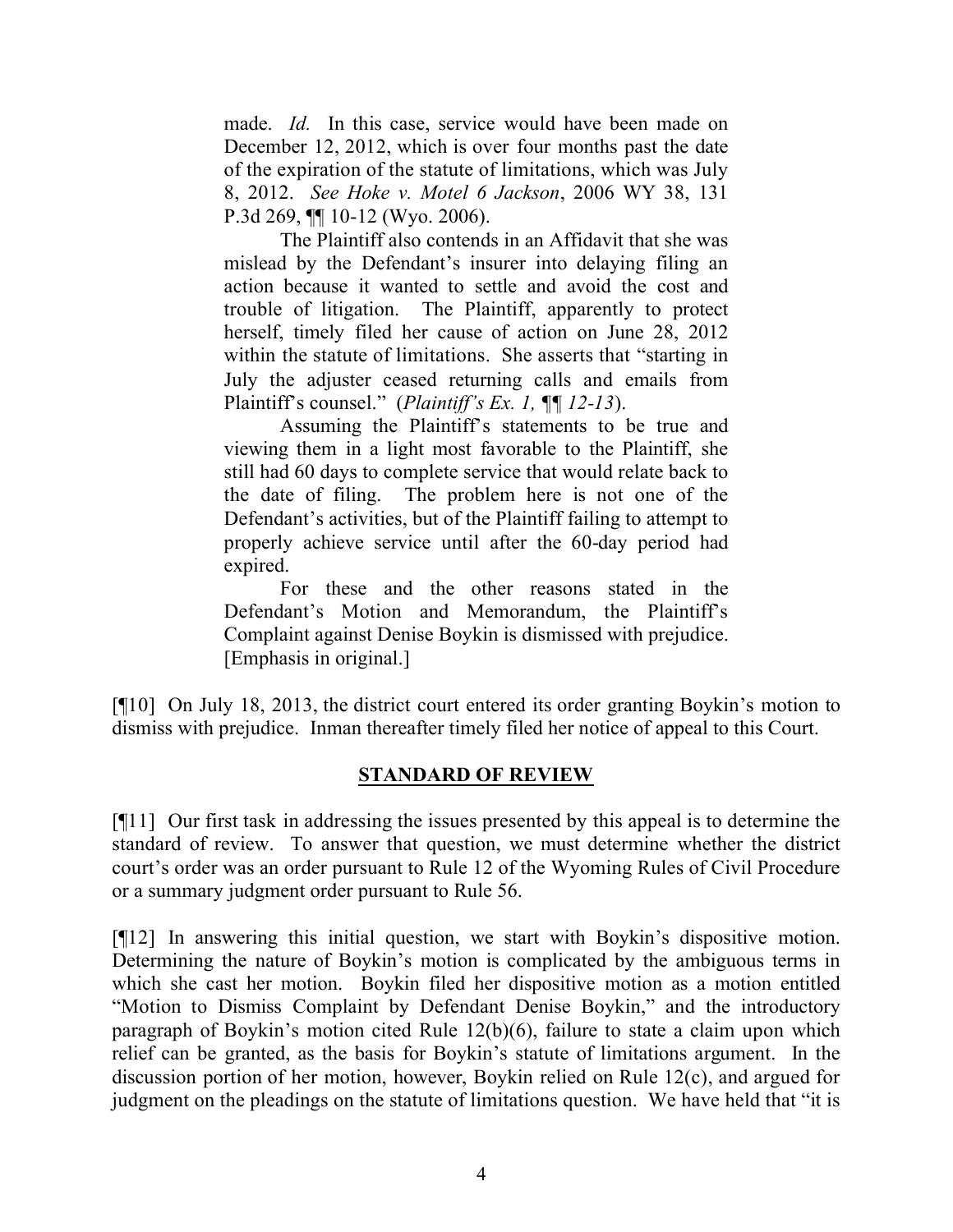made. *Id.* In this case, service would have been made on December 12, 2012, which is over four months past the date of the expiration of the statute of limitations, which was July 8, 2012. *See Hoke v. Motel 6 Jackson*, 2006 WY 38, 131 P.3d 269, ¶¶ 10-12 (Wyo. 2006).

> The Plaintiff also contends in an Affidavit that she was mislead by the Defendant's insurer into delaying filing an action because it wanted to settle and avoid the cost and trouble of litigation. The Plaintiff, apparently to protect herself, timely filed her cause of action on June 28, 2012 within the statute of limitations. She asserts that "starting in July the adjuster ceased returning calls and emails from Plaintiff's counsel." (*Plaintiff's Ex. 1, ¶¶ 12-13*).
>
> Assuming the Plaintiff's statements to be true and viewing them in a light most favorable to the Plaintiff, she still had 60 days to complete service that would relate back to the date of filing. The problem here is not one of the Defendant's activities, but of the Plaintiff failing to attempt to properly achieve service until after the 60-day period had expired.
>
> For these and the other reasons stated in the Defendant's Motion and Memorandum, the Plaintiff's Complaint against Denise Boykin is dismissed with prejudice. [Emphasis in original.]

[¶10] On July 18, 2013, the district court entered its order granting Boykin's motion to dismiss with prejudice. Inman thereafter timely filed her notice of appeal to this Court.

## STANDARD OF REVIEW

[¶11] Our first task in addressing the issues presented by this appeal is to determine the standard of review. To answer that question, we must determine whether the district court's order was an order pursuant to Rule 12 of the Wyoming Rules of Civil Procedure or a summary judgment order pursuant to Rule 56.

[¶12] In answering this initial question, we start with Boykin's dispositive motion. Determining the nature of Boykin's motion is complicated by the ambiguous terms in which she cast her motion. Boykin filed her dispositive motion as a motion entitled "Motion to Dismiss Complaint by Defendant Denise Boykin," and the introductory paragraph of Boykin's motion cited Rule 12(b)(6), failure to state a claim upon which relief can be granted, as the basis for Boykin's statute of limitations argument. In the discussion portion of her motion, however, Boykin relied on Rule 12(c), and argued for judgment on the pleadings on the statute of limitations question. We have held that "it is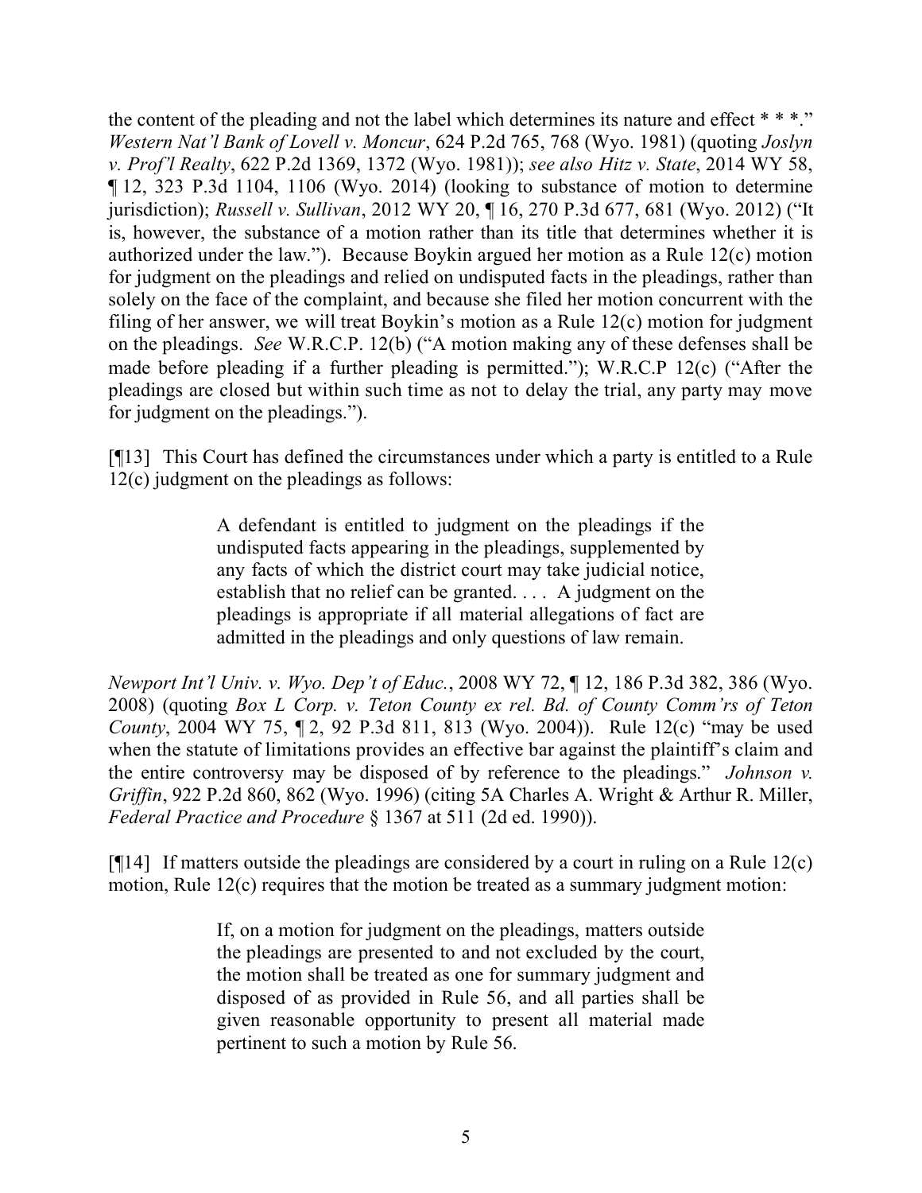the content of the pleading and not the label which determines its nature and effect * * *." *Western Nat'l Bank of Lovell v. Moncur*, 624 P.2d 765, 768 (Wyo. 1981) (quoting *Joslyn v. Prof'l Realty*, 622 P.2d 1369, 1372 (Wyo. 1981)); *see also Hitz v. State*, 2014 WY 58, ¶ 12, 323 P.3d 1104, 1106 (Wyo. 2014) (looking to substance of motion to determine jurisdiction); *Russell v. Sullivan*, 2012 WY 20, ¶ 16, 270 P.3d 677, 681 (Wyo. 2012) ("It is, however, the substance of a motion rather than its title that determines whether it is authorized under the law."). Because Boykin argued her motion as a Rule 12(c) motion for judgment on the pleadings and relied on undisputed facts in the pleadings, rather than solely on the face of the complaint, and because she filed her motion concurrent with the filing of her answer, we will treat Boykin's motion as a Rule 12(c) motion for judgment on the pleadings. *See* W.R.C.P. 12(b) ("A motion making any of these defenses shall be made before pleading if a further pleading is permitted."); W.R.C.P 12(c) ("After the pleadings are closed but within such time as not to delay the trial, any party may move for judgment on the pleadings.").

[¶13] This Court has defined the circumstances under which a party is entitled to a Rule 12(c) judgment on the pleadings as follows:

> A defendant is entitled to judgment on the pleadings if the undisputed facts appearing in the pleadings, supplemented by any facts of which the district court may take judicial notice, establish that no relief can be granted. . . . A judgment on the pleadings is appropriate if all material allegations of fact are admitted in the pleadings and only questions of law remain.

*Newport Int'l Univ. v. Wyo. Dep't of Educ.*, 2008 WY 72, ¶ 12, 186 P.3d 382, 386 (Wyo. 2008) (quoting *Box L Corp. v. Teton County ex rel. Bd. of County Comm'rs of Teton County*, 2004 WY 75, ¶ 2, 92 P.3d 811, 813 (Wyo. 2004)). Rule 12(c) "may be used when the statute of limitations provides an effective bar against the plaintiff's claim and the entire controversy may be disposed of by reference to the pleadings." *Johnson v. Griffin*, 922 P.2d 860, 862 (Wyo. 1996) (citing 5A Charles A. Wright & Arthur R. Miller, *Federal Practice and Procedure* § 1367 at 511 (2d ed. 1990)).

[¶14] If matters outside the pleadings are considered by a court in ruling on a Rule 12(c) motion, Rule 12(c) requires that the motion be treated as a summary judgment motion:

> If, on a motion for judgment on the pleadings, matters outside the pleadings are presented to and not excluded by the court, the motion shall be treated as one for summary judgment and disposed of as provided in Rule 56, and all parties shall be given reasonable opportunity to present all material made pertinent to such a motion by Rule 56.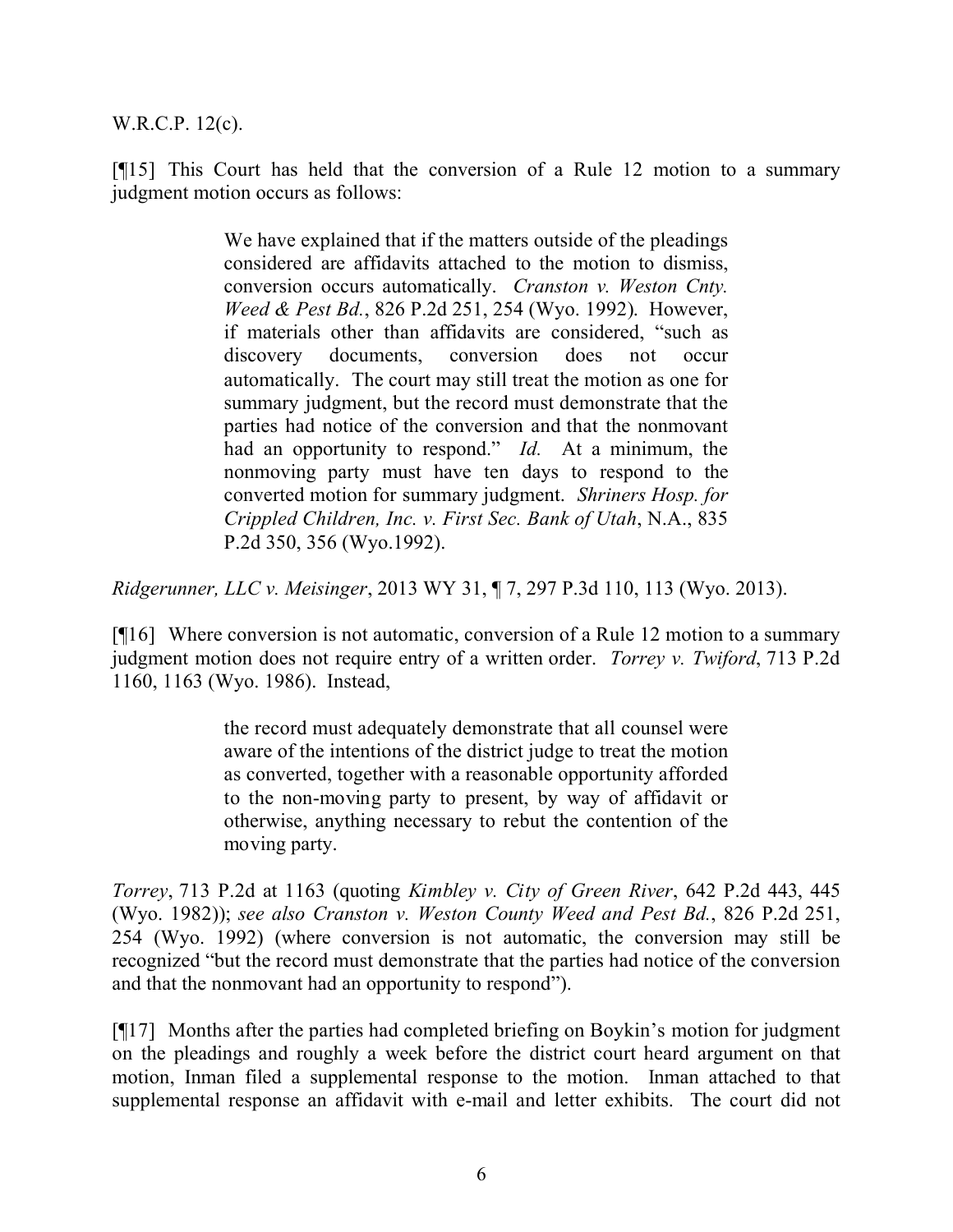W.R.C.P. 12(c).

[¶15] This Court has held that the conversion of a Rule 12 motion to a summary judgment motion occurs as follows:

> We have explained that if the matters outside of the pleadings considered are affidavits attached to the motion to dismiss, conversion occurs automatically. *Cranston v. Weston Cnty. Weed & Pest Bd.*, 826 P.2d 251, 254 (Wyo. 1992). However, if materials other than affidavits are considered, "such as discovery documents, conversion does not occur automatically. The court may still treat the motion as one for summary judgment, but the record must demonstrate that the parties had notice of the conversion and that the nonmovant had an opportunity to respond." *Id.* At a minimum, the nonmoving party must have ten days to respond to the converted motion for summary judgment. *Shriners Hosp. for Crippled Children, Inc. v. First Sec. Bank of Utah*, N.A., 835 P.2d 350, 356 (Wyo.1992).

*Ridgerunner, LLC v. Meisinger*, 2013 WY 31, ¶ 7, 297 P.3d 110, 113 (Wyo. 2013).

[¶16] Where conversion is not automatic, conversion of a Rule 12 motion to a summary judgment motion does not require entry of a written order. *Torrey v. Twiford*, 713 P.2d 1160, 1163 (Wyo. 1986). Instead,

> the record must adequately demonstrate that all counsel were aware of the intentions of the district judge to treat the motion as converted, together with a reasonable opportunity afforded to the non-moving party to present, by way of affidavit or otherwise, anything necessary to rebut the contention of the moving party.

*Torrey*, 713 P.2d at 1163 (quoting *Kimbley v. City of Green River*, 642 P.2d 443, 445 (Wyo. 1982)); *see also Cranston v. Weston County Weed and Pest Bd.*, 826 P.2d 251, 254 (Wyo. 1992) (where conversion is not automatic, the conversion may still be recognized "but the record must demonstrate that the parties had notice of the conversion and that the nonmovant had an opportunity to respond").

[¶17] Months after the parties had completed briefing on Boykin's motion for judgment on the pleadings and roughly a week before the district court heard argument on that motion, Inman filed a supplemental response to the motion. Inman attached to that supplemental response an affidavit with e-mail and letter exhibits. The court did not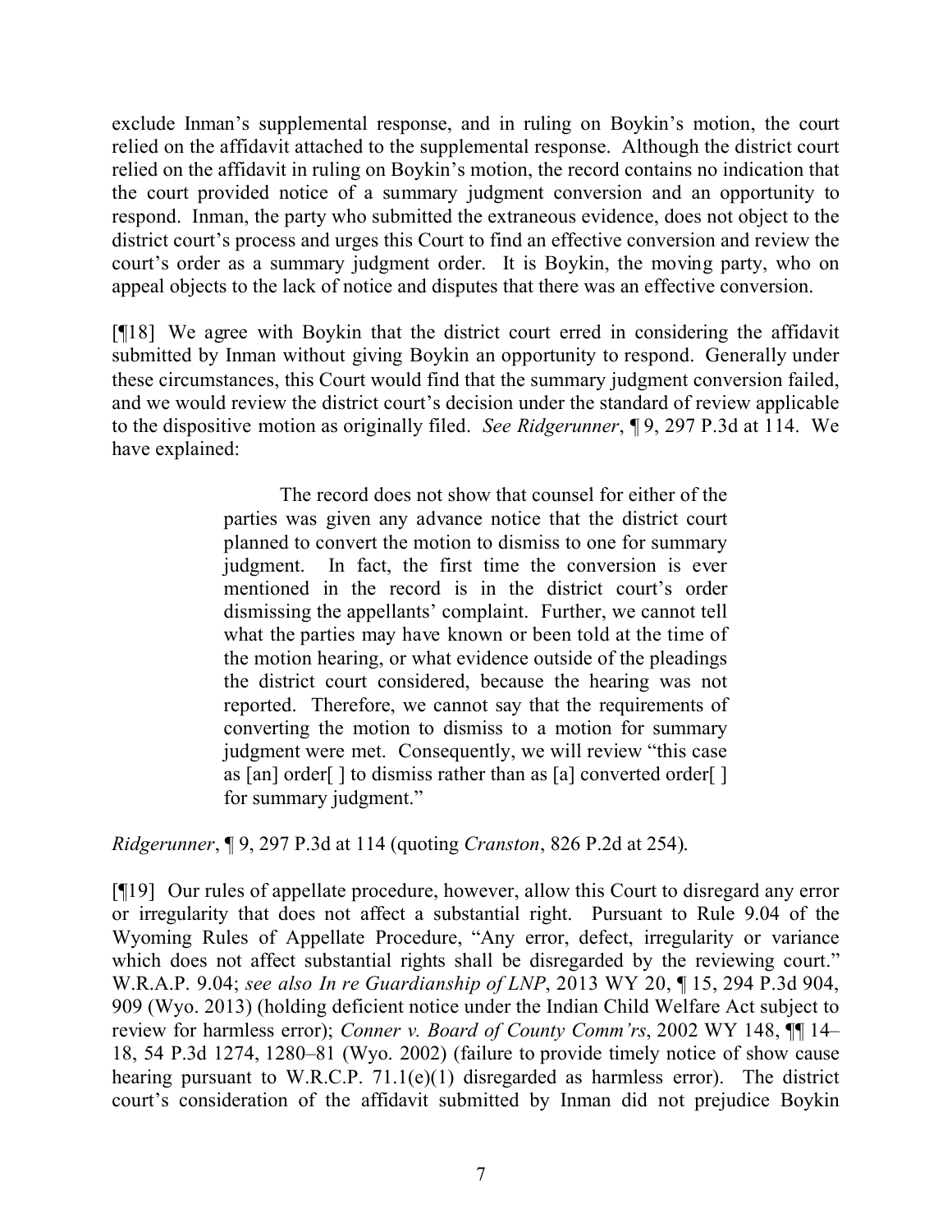exclude Inman's supplemental response, and in ruling on Boykin's motion, the court relied on the affidavit attached to the supplemental response. Although the district court relied on the affidavit in ruling on Boykin's motion, the record contains no indication that the court provided notice of a summary judgment conversion and an opportunity to respond. Inman, the party who submitted the extraneous evidence, does not object to the district court's process and urges this Court to find an effective conversion and review the court's order as a summary judgment order. It is Boykin, the moving party, who on appeal objects to the lack of notice and disputes that there was an effective conversion.

[¶18] We agree with Boykin that the district court erred in considering the affidavit submitted by Inman without giving Boykin an opportunity to respond. Generally under these circumstances, this Court would find that the summary judgment conversion failed, and we would review the district court's decision under the standard of review applicable to the dispositive motion as originally filed. *See Ridgerunner*, ¶ 9, 297 P.3d at 114. We have explained:

> The record does not show that counsel for either of the parties was given any advance notice that the district court planned to convert the motion to dismiss to one for summary judgment. In fact, the first time the conversion is ever mentioned in the record is in the district court's order dismissing the appellants' complaint. Further, we cannot tell what the parties may have known or been told at the time of the motion hearing, or what evidence outside of the pleadings the district court considered, because the hearing was not reported. Therefore, we cannot say that the requirements of converting the motion to dismiss to a motion for summary judgment were met. Consequently, we will review "this case as [an] order[ ] to dismiss rather than as [a] converted order[ ] for summary judgment."

*Ridgerunner*, ¶ 9, 297 P.3d at 114 (quoting *Cranston*, 826 P.2d at 254).

[¶19] Our rules of appellate procedure, however, allow this Court to disregard any error or irregularity that does not affect a substantial right. Pursuant to Rule 9.04 of the Wyoming Rules of Appellate Procedure, "Any error, defect, irregularity or variance which does not affect substantial rights shall be disregarded by the reviewing court." W.R.A.P. 9.04; *see also In re Guardianship of LNP*, 2013 WY 20, ¶ 15, 294 P.3d 904, 909 (Wyo. 2013) (holding deficient notice under the Indian Child Welfare Act subject to review for harmless error); *Conner v. Board of County Comm'rs*, 2002 WY 148, ¶¶ 14–18, 54 P.3d 1274, 1280–81 (Wyo. 2002) (failure to provide timely notice of show cause hearing pursuant to W.R.C.P. 71.1(e)(1) disregarded as harmless error). The district court's consideration of the affidavit submitted by Inman did not prejudice Boykin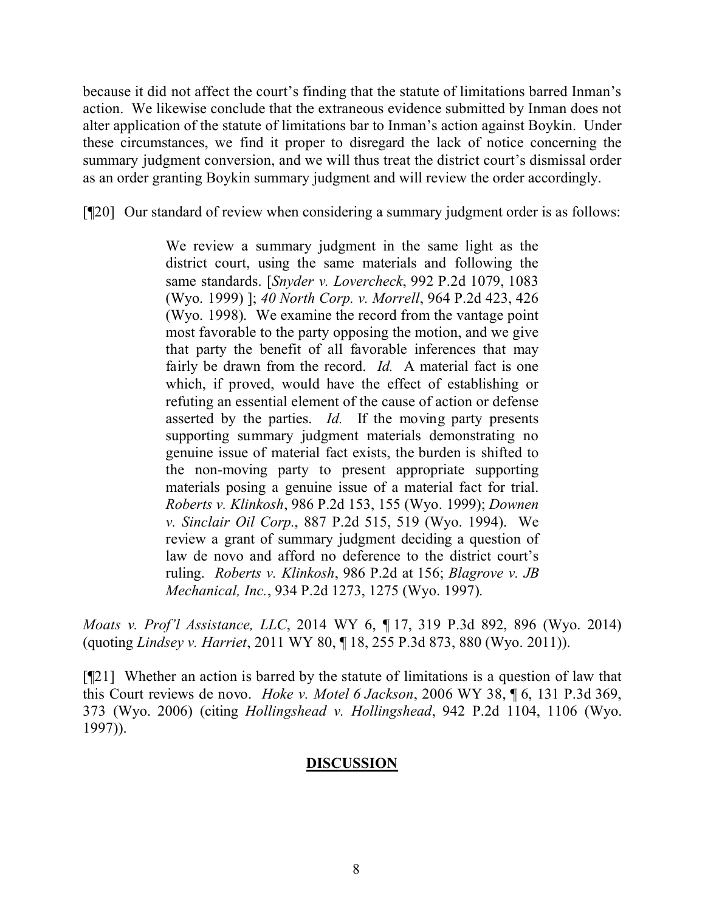because it did not affect the court's finding that the statute of limitations barred Inman's action. We likewise conclude that the extraneous evidence submitted by Inman does not alter application of the statute of limitations bar to Inman's action against Boykin. Under these circumstances, we find it proper to disregard the lack of notice concerning the summary judgment conversion, and we will thus treat the district court's dismissal order as an order granting Boykin summary judgment and will review the order accordingly.

[¶20] Our standard of review when considering a summary judgment order is as follows:

> We review a summary judgment in the same light as the district court, using the same materials and following the same standards. [*Snyder v. Lovercheck*, 992 P.2d 1079, 1083 (Wyo. 1999) ]; *40 North Corp. v. Morrell*, 964 P.2d 423, 426 (Wyo. 1998). We examine the record from the vantage point most favorable to the party opposing the motion, and we give that party the benefit of all favorable inferences that may fairly be drawn from the record. *Id.* A material fact is one which, if proved, would have the effect of establishing or refuting an essential element of the cause of action or defense asserted by the parties. *Id.* If the moving party presents supporting summary judgment materials demonstrating no genuine issue of material fact exists, the burden is shifted to the non-moving party to present appropriate supporting materials posing a genuine issue of a material fact for trial. *Roberts v. Klinkosh*, 986 P.2d 153, 155 (Wyo. 1999); *Downen v. Sinclair Oil Corp.*, 887 P.2d 515, 519 (Wyo. 1994). We review a grant of summary judgment deciding a question of law de novo and afford no deference to the district court's ruling. *Roberts v. Klinkosh*, 986 P.2d at 156; *Blagrove v. JB Mechanical, Inc.*, 934 P.2d 1273, 1275 (Wyo. 1997).

*Moats v. Prof'l Assistance, LLC*, 2014 WY 6, ¶ 17, 319 P.3d 892, 896 (Wyo. 2014) (quoting *Lindsey v. Harriet*, 2011 WY 80, ¶ 18, 255 P.3d 873, 880 (Wyo. 2011)).

[¶21] Whether an action is barred by the statute of limitations is a question of law that this Court reviews de novo. *Hoke v. Motel 6 Jackson*, 2006 WY 38, ¶ 6, 131 P.3d 369, 373 (Wyo. 2006) (citing *Hollingshead v. Hollingshead*, 942 P.2d 1104, 1106 (Wyo. 1997)).

## DISCUSSION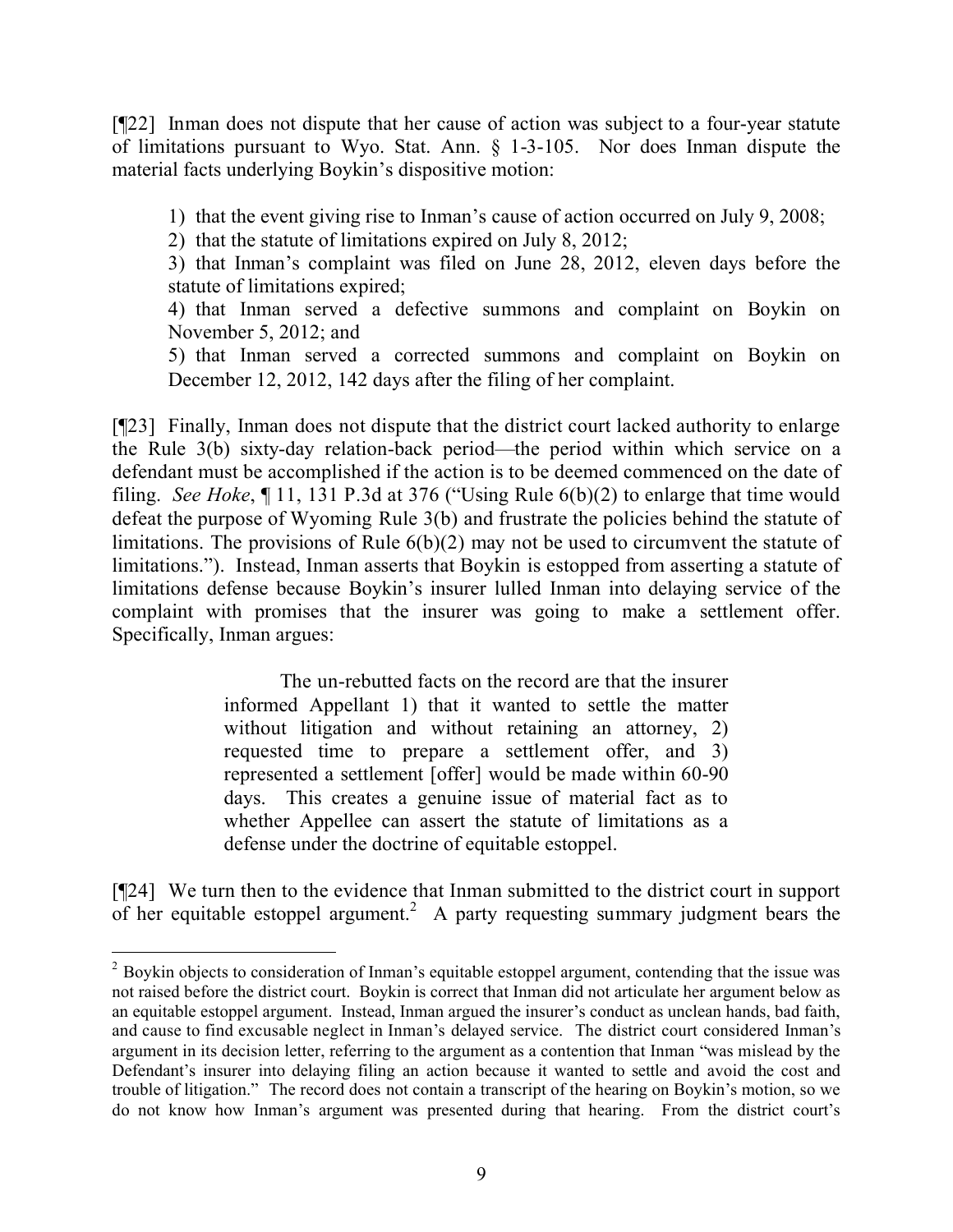[¶22] Inman does not dispute that her cause of action was subject to a four-year statute of limitations pursuant to Wyo. Stat. Ann. § 1-3-105. Nor does Inman dispute the material facts underlying Boykin's dispositive motion:

1) that the event giving rise to Inman's cause of action occurred on July 9, 2008;

2) that the statute of limitations expired on July 8, 2012;

3) that Inman's complaint was filed on June 28, 2012, eleven days before the statute of limitations expired;

4) that Inman served a defective summons and complaint on Boykin on November 5, 2012; and

5) that Inman served a corrected summons and complaint on Boykin on December 12, 2012, 142 days after the filing of her complaint.

[¶23] Finally, Inman does not dispute that the district court lacked authority to enlarge the Rule 3(b) sixty-day relation-back period—the period within which service on a defendant must be accomplished if the action is to be deemed commenced on the date of filing. *See Hoke*, ¶ 11, 131 P.3d at 376 ("Using Rule 6(b)(2) to enlarge that time would defeat the purpose of Wyoming Rule 3(b) and frustrate the policies behind the statute of limitations. The provisions of Rule 6(b)(2) may not be used to circumvent the statute of limitations."). Instead, Inman asserts that Boykin is estopped from asserting a statute of limitations defense because Boykin's insurer lulled Inman into delaying service of the complaint with promises that the insurer was going to make a settlement offer. Specifically, Inman argues:

> The un-rebutted facts on the record are that the insurer informed Appellant 1) that it wanted to settle the matter without litigation and without retaining an attorney, 2) requested time to prepare a settlement offer, and 3) represented a settlement [offer] would be made within 60-90 days. This creates a genuine issue of material fact as to whether Appellee can assert the statute of limitations as a defense under the doctrine of equitable estoppel.

[¶24] We turn then to the evidence that Inman submitted to the district court in support of her equitable estoppel argument.[2] A party requesting summary judgment bears the

---

[2] Boykin objects to consideration of Inman's equitable estoppel argument, contending that the issue was not raised before the district court. Boykin is correct that Inman did not articulate her argument below as an equitable estoppel argument. Instead, Inman argued the insurer's conduct as unclean hands, bad faith, and cause to find excusable neglect in Inman's delayed service. The district court considered Inman's argument in its decision letter, referring to the argument as a contention that Inman "was mislead by the Defendant's insurer into delaying filing an action because it wanted to settle and avoid the cost and trouble of litigation." The record does not contain a transcript of the hearing on Boykin's motion, so we do not know how Inman's argument was presented during that hearing. From the district court's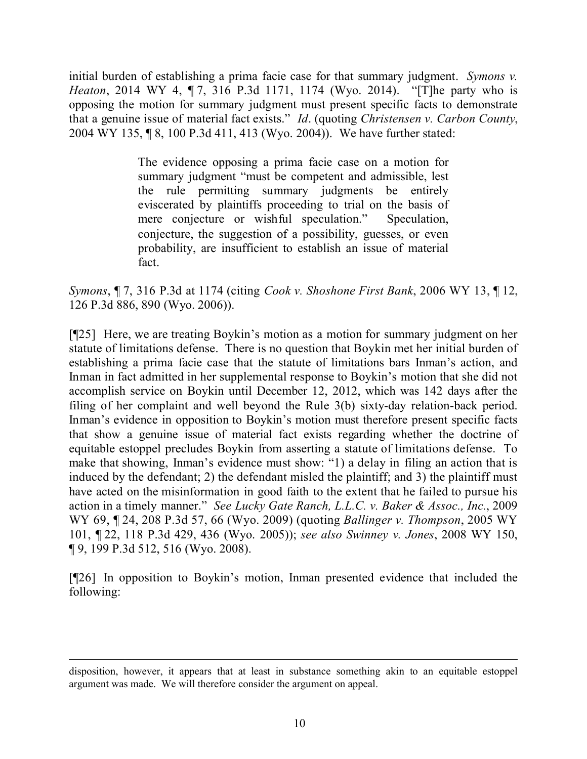initial burden of establishing a prima facie case for that summary judgment. *Symons v. Heaton*, 2014 WY 4, ¶ 7, 316 P.3d 1171, 1174 (Wyo. 2014). "[T]he party who is opposing the motion for summary judgment must present specific facts to demonstrate that a genuine issue of material fact exists." *Id*. (quoting *Christensen v. Carbon County*, 2004 WY 135, ¶ 8, 100 P.3d 411, 413 (Wyo. 2004)). We have further stated:

> The evidence opposing a prima facie case on a motion for summary judgment "must be competent and admissible, lest the rule permitting summary judgments be entirely eviscerated by plaintiffs proceeding to trial on the basis of mere conjecture or wishful speculation." Speculation, conjecture, the suggestion of a possibility, guesses, or even probability, are insufficient to establish an issue of material fact.

*Symons*, ¶ 7, 316 P.3d at 1174 (citing *Cook v. Shoshone First Bank*, 2006 WY 13, ¶ 12, 126 P.3d 886, 890 (Wyo. 2006)).

[¶25] Here, we are treating Boykin's motion as a motion for summary judgment on her statute of limitations defense. There is no question that Boykin met her initial burden of establishing a prima facie case that the statute of limitations bars Inman's action, and Inman in fact admitted in her supplemental response to Boykin's motion that she did not accomplish service on Boykin until December 12, 2012, which was 142 days after the filing of her complaint and well beyond the Rule 3(b) sixty-day relation-back period. Inman's evidence in opposition to Boykin's motion must therefore present specific facts that show a genuine issue of material fact exists regarding whether the doctrine of equitable estoppel precludes Boykin from asserting a statute of limitations defense. To make that showing, Inman's evidence must show: "1) a delay in filing an action that is induced by the defendant; 2) the defendant misled the plaintiff; and 3) the plaintiff must have acted on the misinformation in good faith to the extent that he failed to pursue his action in a timely manner." *See Lucky Gate Ranch, L.L.C. v. Baker & Assoc., Inc.*, 2009 WY 69, ¶ 24, 208 P.3d 57, 66 (Wyo. 2009) (quoting *Ballinger v. Thompson*, 2005 WY 101, ¶ 22, 118 P.3d 429, 436 (Wyo. 2005)); *see also Swinney v. Jones*, 2008 WY 150, ¶ 9, 199 P.3d 512, 516 (Wyo. 2008).

[¶26] In opposition to Boykin's motion, Inman presented evidence that included the following:

---

disposition, however, it appears that at least in substance something akin to an equitable estoppel argument was made. We will therefore consider the argument on appeal.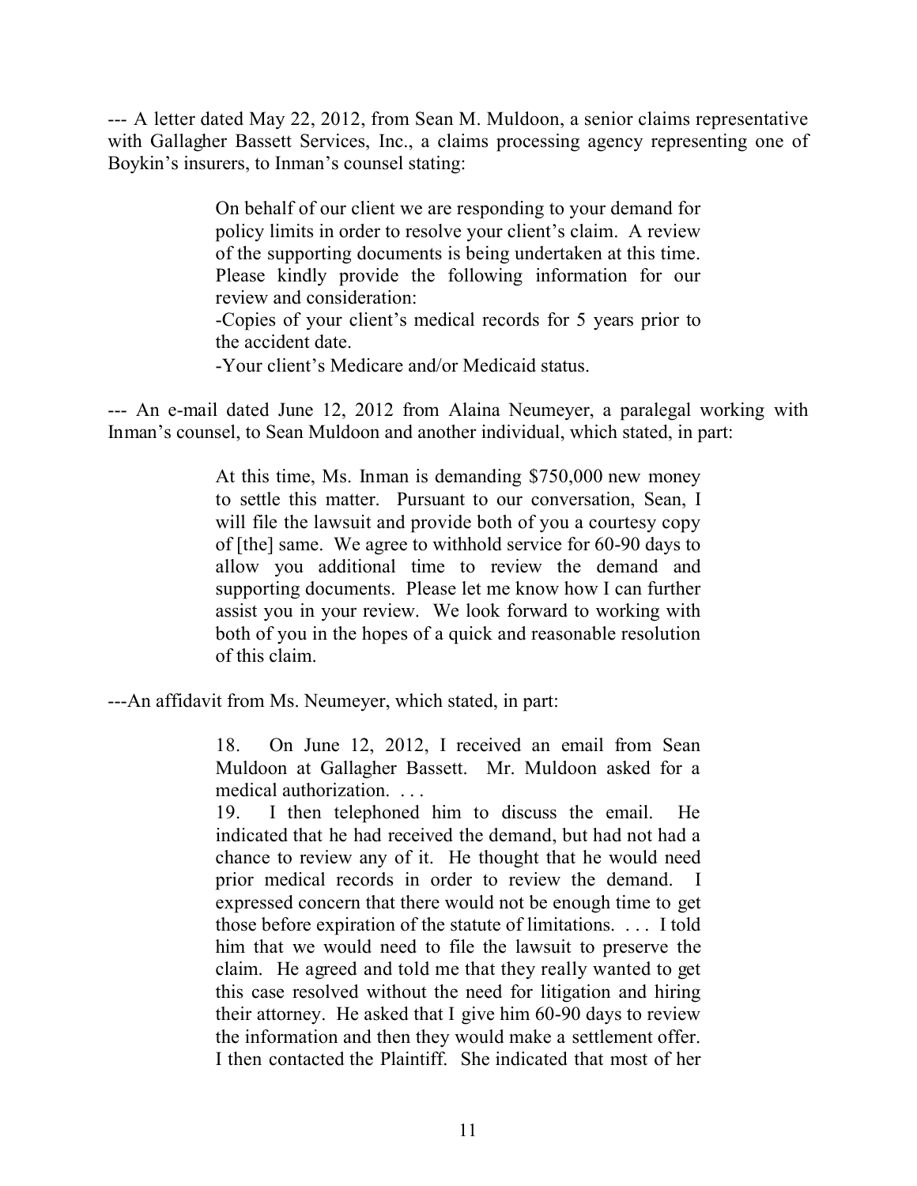--- A letter dated May 22, 2012, from Sean M. Muldoon, a senior claims representative with Gallagher Bassett Services, Inc., a claims processing agency representing one of Boykin's insurers, to Inman's counsel stating:

> On behalf of our client we are responding to your demand for policy limits in order to resolve your client's claim. A review of the supporting documents is being undertaken at this time. Please kindly provide the following information for our review and consideration:
>
> -Copies of your client's medical records for 5 years prior to the accident date.
>
> -Your client's Medicare and/or Medicaid status.

--- An e-mail dated June 12, 2012 from Alaina Neumeyer, a paralegal working with Inman's counsel, to Sean Muldoon and another individual, which stated, in part:

> At this time, Ms. Inman is demanding $750,000 new money to settle this matter. Pursuant to our conversation, Sean, I will file the lawsuit and provide both of you a courtesy copy of [the] same. We agree to withhold service for 60-90 days to allow you additional time to review the demand and supporting documents. Please let me know how I can further assist you in your review. We look forward to working with both of you in the hopes of a quick and reasonable resolution of this claim.

---An affidavit from Ms. Neumeyer, which stated, in part:

> 18. On June 12, 2012, I received an email from Sean Muldoon at Gallagher Bassett. Mr. Muldoon asked for a medical authorization. . . .
>
> 19. I then telephoned him to discuss the email. He indicated that he had received the demand, but had not had a chance to review any of it. He thought that he would need prior medical records in order to review the demand. I expressed concern that there would not be enough time to get those before expiration of the statute of limitations. . . . I told him that we would need to file the lawsuit to preserve the claim. He agreed and told me that they really wanted to get this case resolved without the need for litigation and hiring their attorney. He asked that I give him 60-90 days to review the information and then they would make a settlement offer. I then contacted the Plaintiff. She indicated that most of her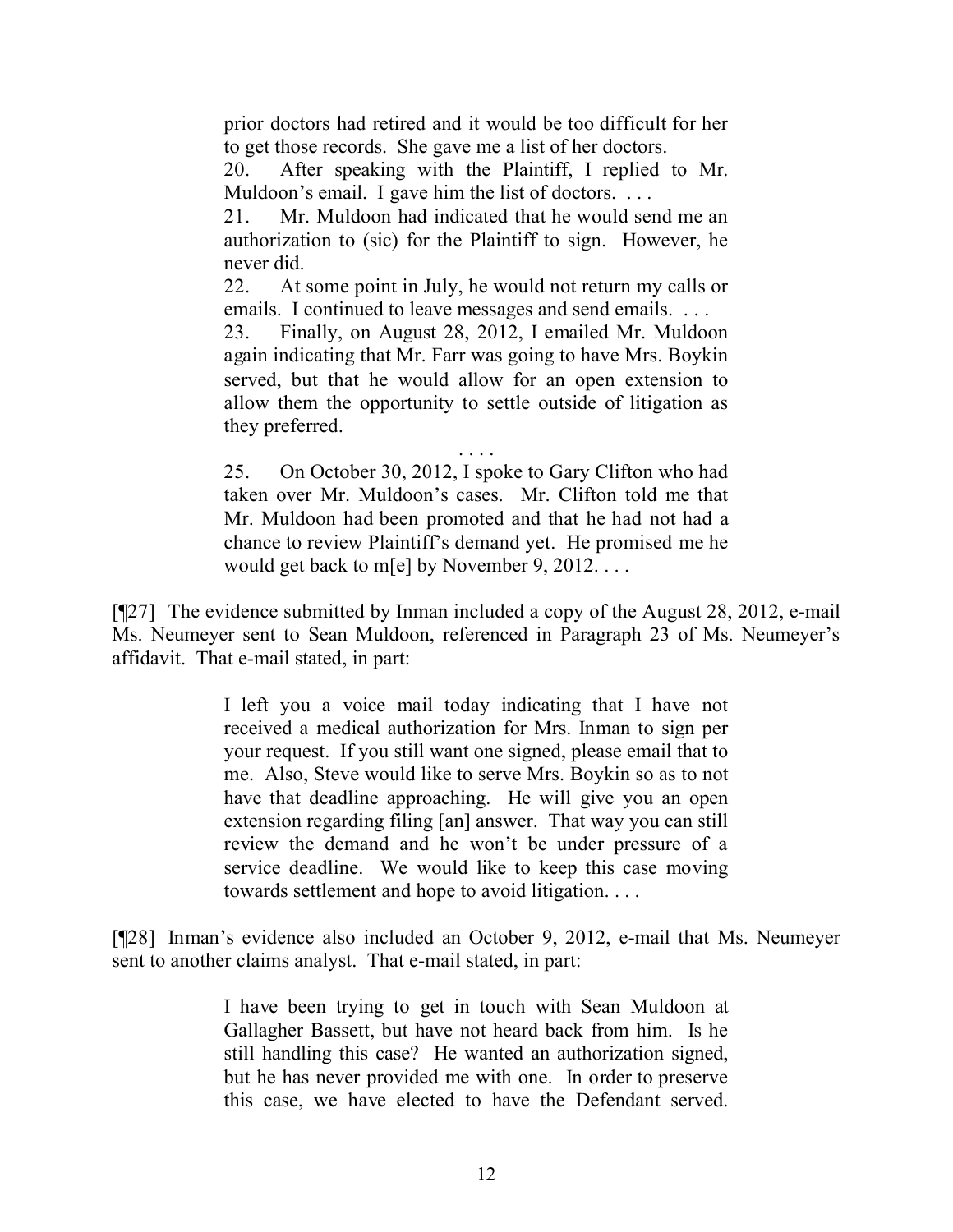> prior doctors had retired and it would be too difficult for her to get those records. She gave me a list of her doctors.
>
> 20. After speaking with the Plaintiff, I replied to Mr. Muldoon's email. I gave him the list of doctors. . . .
>
> 21. Mr. Muldoon had indicated that he would send me an authorization to (sic) for the Plaintiff to sign. However, he never did.
>
> 22. At some point in July, he would not return my calls or emails. I continued to leave messages and send emails. . . .
>
> 23. Finally, on August 28, 2012, I emailed Mr. Muldoon again indicating that Mr. Farr was going to have Mrs. Boykin served, but that he would allow for an open extension to allow them the opportunity to settle outside of litigation as they preferred.
>
> . . . .
>
> 25. On October 30, 2012, I spoke to Gary Clifton who had taken over Mr. Muldoon's cases. Mr. Clifton told me that Mr. Muldoon had been promoted and that he had not had a chance to review Plaintiff's demand yet. He promised me he would get back to m[e] by November 9, 2012. . . .

[¶27] The evidence submitted by Inman included a copy of the August 28, 2012, e-mail Ms. Neumeyer sent to Sean Muldoon, referenced in Paragraph 23 of Ms. Neumeyer's affidavit. That e-mail stated, in part:

> I left you a voice mail today indicating that I have not received a medical authorization for Mrs. Inman to sign per your request. If you still want one signed, please email that to me. Also, Steve would like to serve Mrs. Boykin so as to not have that deadline approaching. He will give you an open extension regarding filing [an] answer. That way you can still review the demand and he won't be under pressure of a service deadline. We would like to keep this case moving towards settlement and hope to avoid litigation. . . .

[¶28] Inman's evidence also included an October 9, 2012, e-mail that Ms. Neumeyer sent to another claims analyst. That e-mail stated, in part:

> I have been trying to get in touch with Sean Muldoon at Gallagher Bassett, but have not heard back from him. Is he still handling this case? He wanted an authorization signed, but he has never provided me with one. In order to preserve this case, we have elected to have the Defendant served.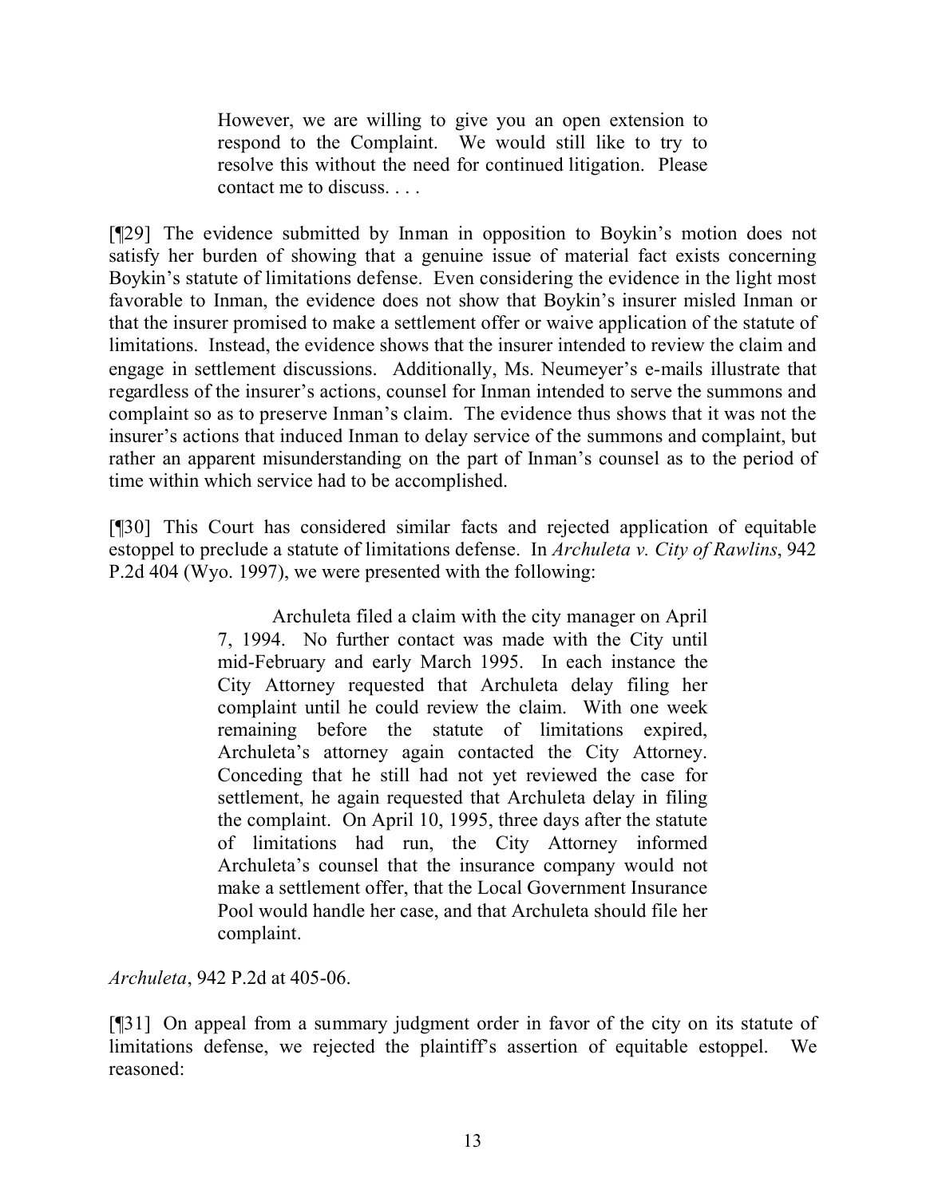> However, we are willing to give you an open extension to respond to the Complaint. We would still like to try to resolve this without the need for continued litigation. Please contact me to discuss. . . .

[¶29] The evidence submitted by Inman in opposition to Boykin's motion does not satisfy her burden of showing that a genuine issue of material fact exists concerning Boykin's statute of limitations defense. Even considering the evidence in the light most favorable to Inman, the evidence does not show that Boykin's insurer misled Inman or that the insurer promised to make a settlement offer or waive application of the statute of limitations. Instead, the evidence shows that the insurer intended to review the claim and engage in settlement discussions. Additionally, Ms. Neumeyer's e-mails illustrate that regardless of the insurer's actions, counsel for Inman intended to serve the summons and complaint so as to preserve Inman's claim. The evidence thus shows that it was not the insurer's actions that induced Inman to delay service of the summons and complaint, but rather an apparent misunderstanding on the part of Inman's counsel as to the period of time within which service had to be accomplished.

[¶30] This Court has considered similar facts and rejected application of equitable estoppel to preclude a statute of limitations defense. In *Archuleta v. City of Rawlins*, 942 P.2d 404 (Wyo. 1997), we were presented with the following:

> Archuleta filed a claim with the city manager on April 7, 1994. No further contact was made with the City until mid-February and early March 1995. In each instance the City Attorney requested that Archuleta delay filing her complaint until he could review the claim. With one week remaining before the statute of limitations expired, Archuleta's attorney again contacted the City Attorney. Conceding that he still had not yet reviewed the case for settlement, he again requested that Archuleta delay in filing the complaint. On April 10, 1995, three days after the statute of limitations had run, the City Attorney informed Archuleta's counsel that the insurance company would not make a settlement offer, that the Local Government Insurance Pool would handle her case, and that Archuleta should file her complaint.

*Archuleta*, 942 P.2d at 405-06.

[¶31] On appeal from a summary judgment order in favor of the city on its statute of limitations defense, we rejected the plaintiff's assertion of equitable estoppel. We reasoned: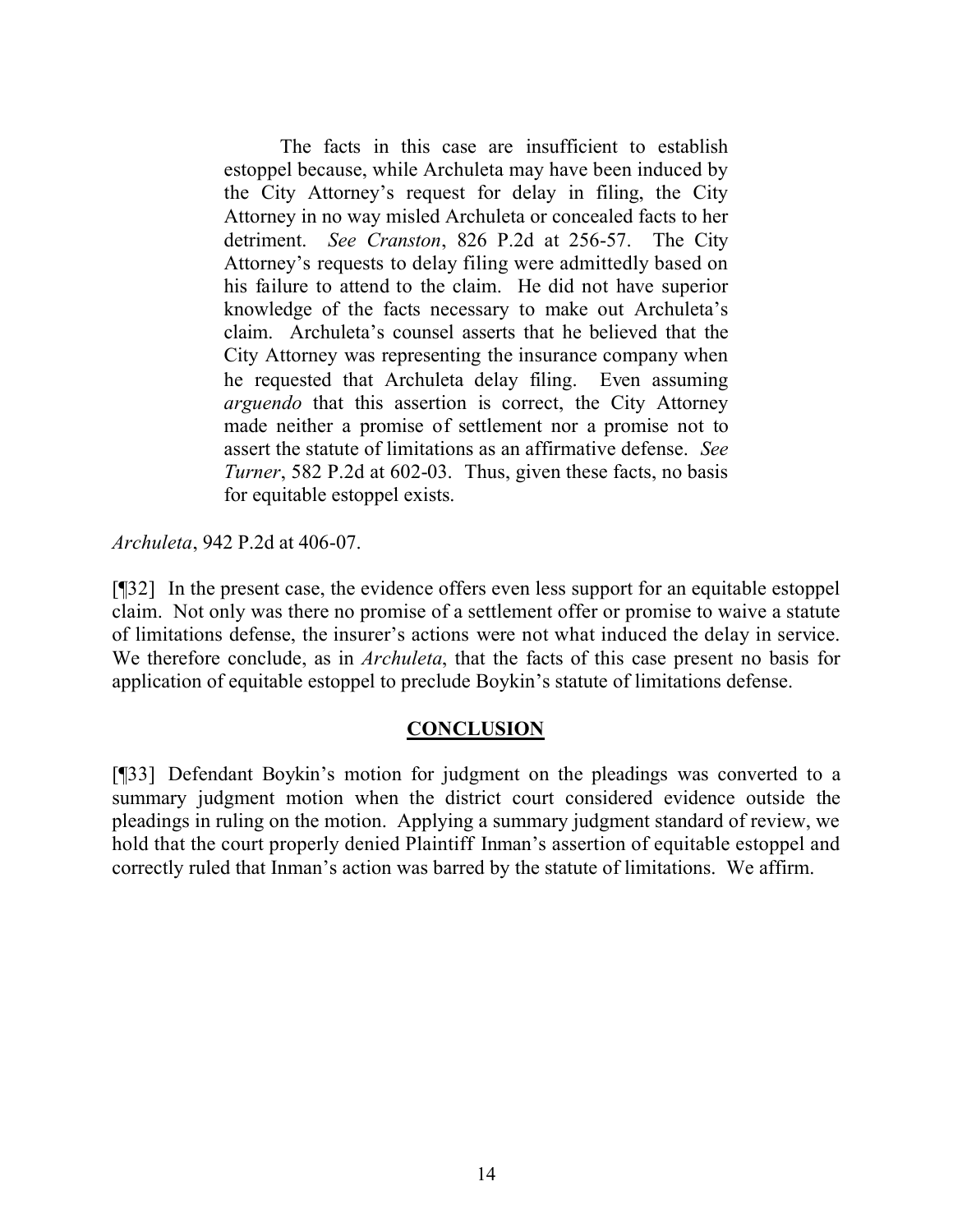> The facts in this case are insufficient to establish estoppel because, while Archuleta may have been induced by the City Attorney's request for delay in filing, the City Attorney in no way misled Archuleta or concealed facts to her detriment. *See Cranston*, 826 P.2d at 256-57. The City Attorney's requests to delay filing were admittedly based on his failure to attend to the claim. He did not have superior knowledge of the facts necessary to make out Archuleta's claim. Archuleta's counsel asserts that he believed that the City Attorney was representing the insurance company when he requested that Archuleta delay filing. Even assuming *arguendo* that this assertion is correct, the City Attorney made neither a promise of settlement nor a promise not to assert the statute of limitations as an affirmative defense. *See Turner*, 582 P.2d at 602-03. Thus, given these facts, no basis for equitable estoppel exists.

*Archuleta*, 942 P.2d at 406-07.

[¶32] In the present case, the evidence offers even less support for an equitable estoppel claim. Not only was there no promise of a settlement offer or promise to waive a statute of limitations defense, the insurer's actions were not what induced the delay in service. We therefore conclude, as in *Archuleta*, that the facts of this case present no basis for application of equitable estoppel to preclude Boykin's statute of limitations defense.

## CONCLUSION

[¶33] Defendant Boykin's motion for judgment on the pleadings was converted to a summary judgment motion when the district court considered evidence outside the pleadings in ruling on the motion. Applying a summary judgment standard of review, we hold that the court properly denied Plaintiff Inman's assertion of equitable estoppel and correctly ruled that Inman's action was barred by the statute of limitations. We affirm.